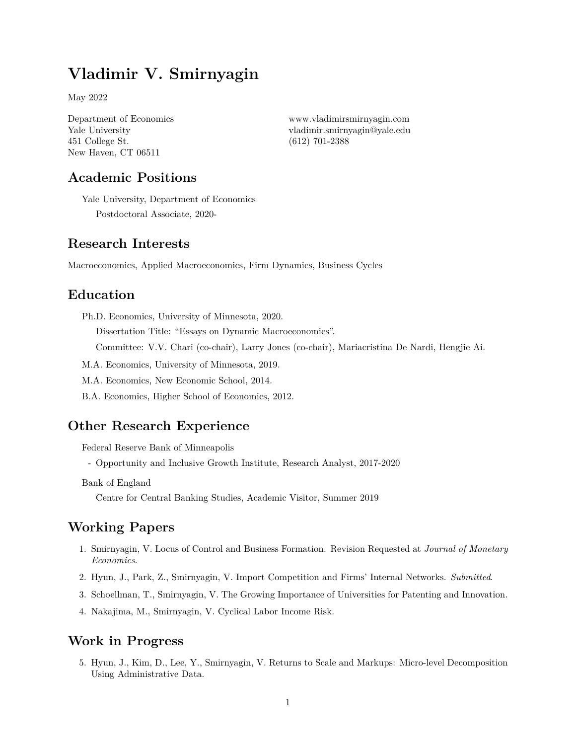# Vladimir V. Smirnyagin

May 2022

Department of Economics
Yale University
451 College St.
New Haven, CT 06511

www.vladimirsmirnyagin.com
vladimir.smirnyagin@yale.edu
(612) 701-2388

## Academic Positions

Yale University, Department of Economics
Postdoctoral Associate, 2020-

## Research Interests

Macroeconomics, Applied Macroeconomics, Firm Dynamics, Business Cycles

## Education

Ph.D. Economics, University of Minnesota, 2020.
Dissertation Title: "Essays on Dynamic Macroeconomics".
Committee: V.V. Chari (co-chair), Larry Jones (co-chair), Mariacristina De Nardi, Hengjie Ai.

M.A. Economics, University of Minnesota, 2019.

M.A. Economics, New Economic School, 2014.

B.A. Economics, Higher School of Economics, 2012.

## Other Research Experience

Federal Reserve Bank of Minneapolis

- Opportunity and Inclusive Growth Institute, Research Analyst, 2017-2020

Bank of England
Centre for Central Banking Studies, Academic Visitor, Summer 2019

## Working Papers

1. Smirnyagin, V. Locus of Control and Business Formation. Revision Requested at *Journal of Monetary Economics*.
2. Hyun, J., Park, Z., Smirnyagin, V. Import Competition and Firms' Internal Networks. *Submitted*.
3. Schoellman, T., Smirnyagin, V. The Growing Importance of Universities for Patenting and Innovation.
4. Nakajima, M., Smirnyagin, V. Cyclical Labor Income Risk.

## Work in Progress

5. Hyun, J., Kim, D., Lee, Y., Smirnyagin, V. Returns to Scale and Markups: Micro-level Decomposition Using Administrative Data.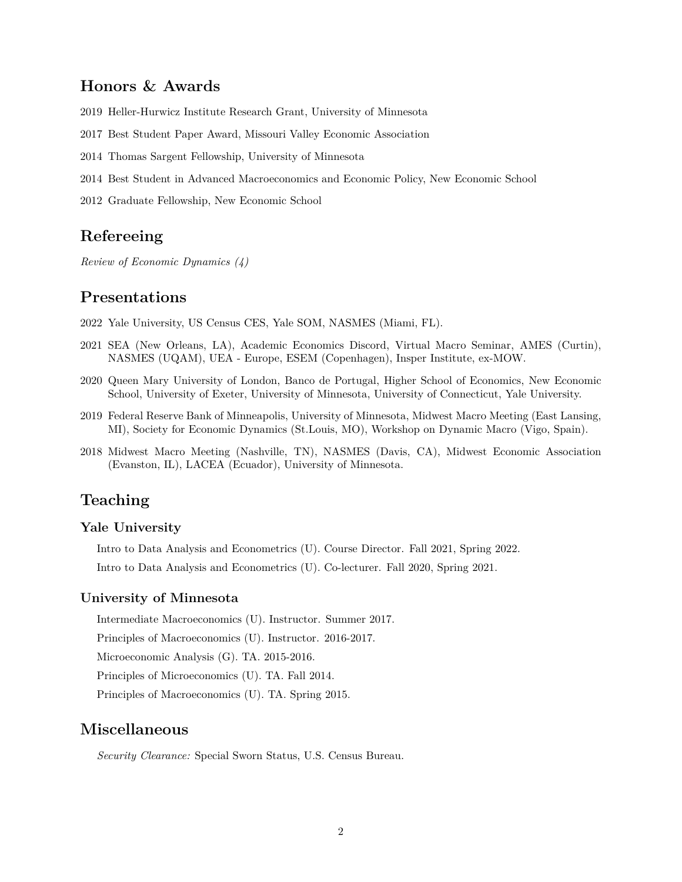## Honors & Awards

2019 Heller-Hurwicz Institute Research Grant, University of Minnesota

2017 Best Student Paper Award, Missouri Valley Economic Association

2014 Thomas Sargent Fellowship, University of Minnesota

2014 Best Student in Advanced Macroeconomics and Economic Policy, New Economic School

2012 Graduate Fellowship, New Economic School

## Refereeing

*Review of Economic Dynamics (4)*

## Presentations

2022 Yale University, US Census CES, Yale SOM, NASMES (Miami, FL).

2021 SEA (New Orleans, LA), Academic Economics Discord, Virtual Macro Seminar, AMES (Curtin), NASMES (UQAM), UEA - Europe, ESEM (Copenhagen), Insper Institute, ex-MOW.

2020 Queen Mary University of London, Banco de Portugal, Higher School of Economics, New Economic School, University of Exeter, University of Minnesota, University of Connecticut, Yale University.

2019 Federal Reserve Bank of Minneapolis, University of Minnesota, Midwest Macro Meeting (East Lansing, MI), Society for Economic Dynamics (St.Louis, MO), Workshop on Dynamic Macro (Vigo, Spain).

2018 Midwest Macro Meeting (Nashville, TN), NASMES (Davis, CA), Midwest Economic Association (Evanston, IL), LACEA (Ecuador), University of Minnesota.

## Teaching

### Yale University

Intro to Data Analysis and Econometrics (U). Course Director. Fall 2021, Spring 2022.

Intro to Data Analysis and Econometrics (U). Co-lecturer. Fall 2020, Spring 2021.

### University of Minnesota

Intermediate Macroeconomics (U). Instructor. Summer 2017.

Principles of Macroeconomics (U). Instructor. 2016-2017.

Microeconomic Analysis (G). TA. 2015-2016.

Principles of Microeconomics (U). TA. Fall 2014.

Principles of Macroeconomics (U). TA. Spring 2015.

## Miscellaneous

*Security Clearance:* Special Sworn Status, U.S. Census Bureau.